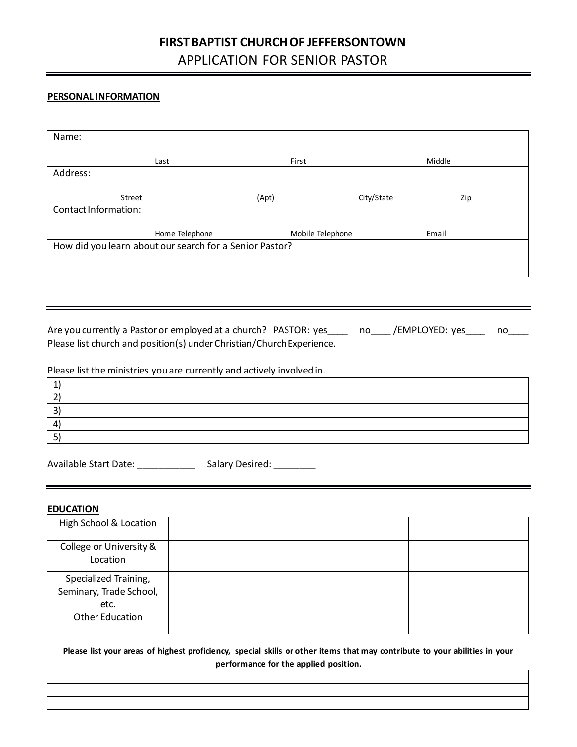# FIRST BAPTIST CHURCH OF JEFFERSONTOWN

## APPLICATION FOR SENIOR PASTOR

---

**PERSONAL INFORMATION**

| Name: | | |
|---|---|---|
| Last | First | Middle |

| Address: | | | |
|---|---|---|---|
| Street | (Apt) | City/State | Zip |

| Contact Information: | | |
|---|---|---|
| Home Telephone | Mobile Telephone | Email |

| How did you learn about our search for a Senior Pastor? |
|---|
| |

---

Are you currently a Pastor or employed at a church? PASTOR: yes____ no____ /EMPLOYED: yes____ no____
Please list church and position(s) under Christian/Church Experience.

Please list the ministries you are currently and actively involved in.

| |
|---|
| 1) |
| 2) |
| 3) |
| 4) |
| 5) |

Available Start Date: ___________ Salary Desired: ________

---

**EDUCATION**

| | | | |
|---|---|---|---|
| High School & Location | | | |
| College or University & Location | | | |
| Specialized Training, Seminary, Trade School, etc. | | | |
| Other Education | | | |

**Please list your areas of highest proficiency, special skills or other items that may contribute to your abilities in your performance for the applied position.**

| |
|---|
| |
| |
| |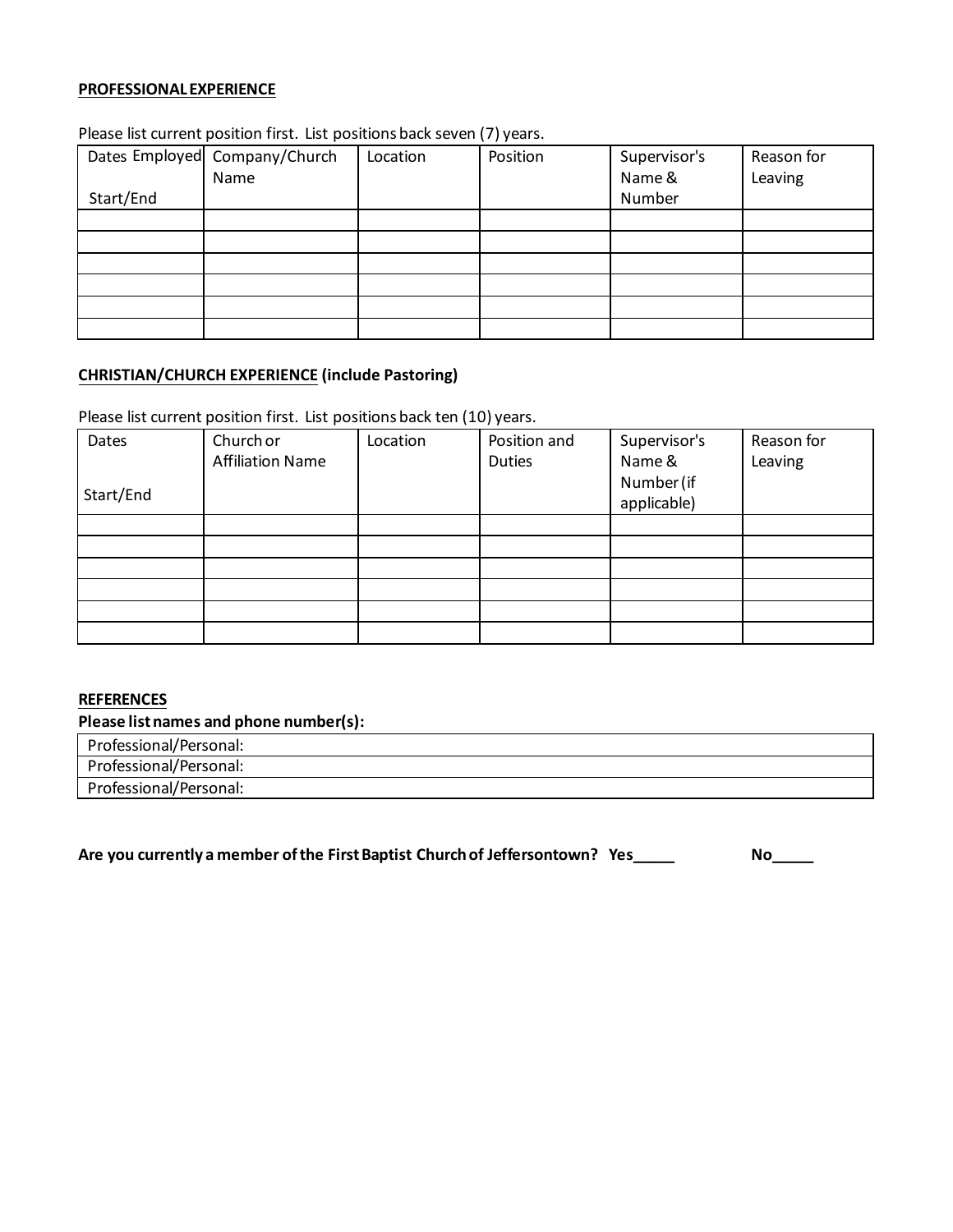**PROFESSIONAL EXPERIENCE**

Please list current position first. List positions back seven (7) years.

| Dates Employed Start/End | Company/Church Name | Location | Position | Supervisor's Name & Number | Reason for Leaving |
|---|---|---|---|---|---|
| | | | | | |
| | | | | | |
| | | | | | |
| | | | | | |
| | | | | | |
| | | | | | |

**CHRISTIAN/CHURCH EXPERIENCE (include Pastoring)**

Please list current position first. List positions back ten (10) years.

| Dates Start/End | Church or Affiliation Name | Location | Position and Duties | Supervisor's Name & Number (if applicable) | Reason for Leaving |
|---|---|---|---|---|---|
| | | | | | |
| | | | | | |
| | | | | | |
| | | | | | |
| | | | | | |
| | | | | | |

**REFERENCES**

**Please list names and phone number(s):**

| Professional/Personal: |
|---|
| Professional/Personal: |
| Professional/Personal: |

**Are you currently a member of the First Baptist Church of Jeffersontown? Yes_____ No_____**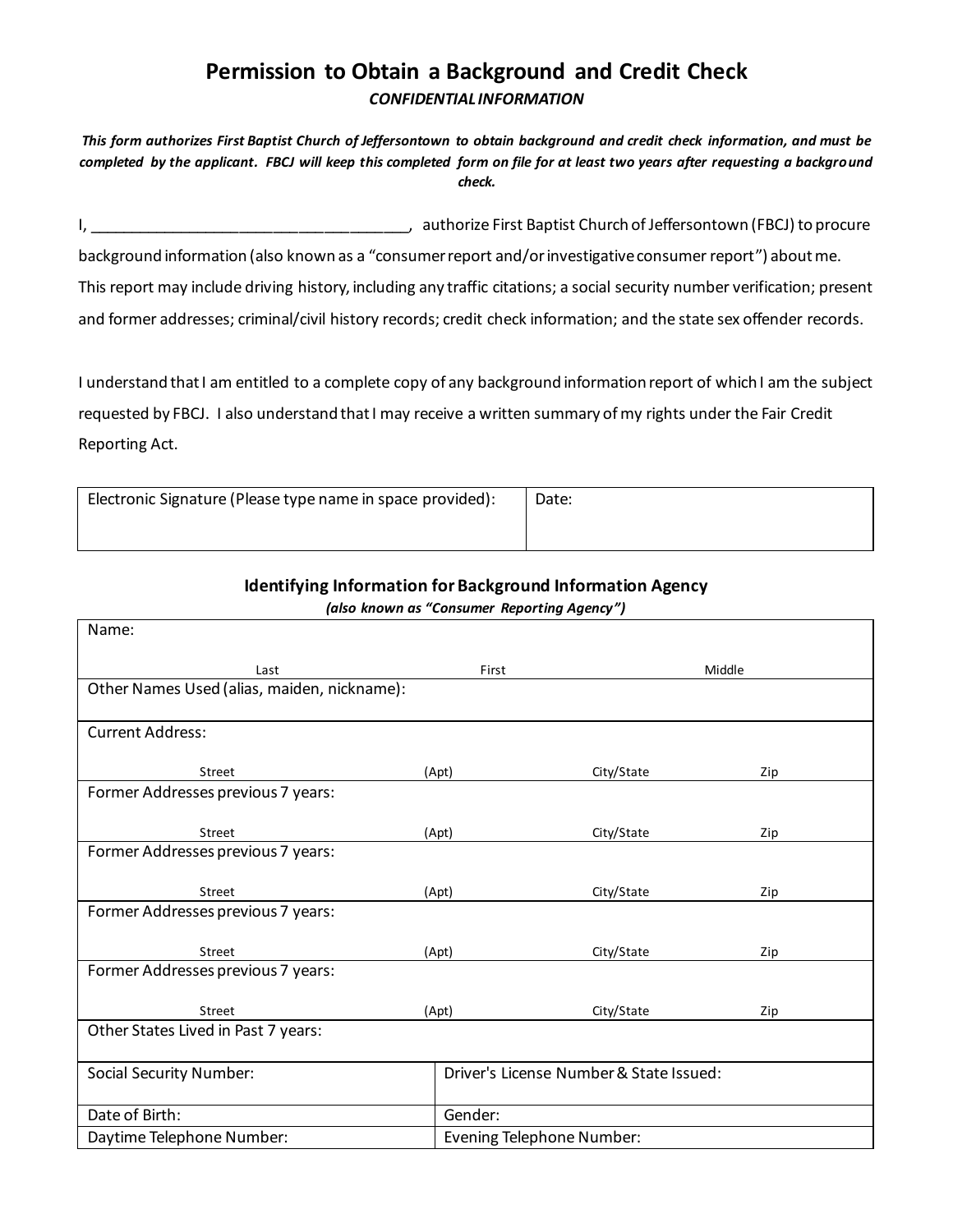# Permission to Obtain a Background and Credit Check

***CONFIDENTIAL INFORMATION***

***This form authorizes First Baptist Church of Jeffersontown to obtain background and credit check information, and must be completed by the applicant. FBCJ will keep this completed form on file for at least two years after requesting a background check.***

I, _______________________________________, authorize First Baptist Church of Jeffersontown (FBCJ) to procure background information (also known as a "consumer report and/or investigative consumer report") about me. This report may include driving history, including any traffic citations; a social security number verification; present and former addresses; criminal/civil history records; credit check information; and the state sex offender records.

I understand that I am entitled to a complete copy of any background information report of which I am the subject requested by FBCJ. I also understand that I may receive a written summary of my rights under the Fair Credit Reporting Act.

| | |
|---|---|
| Electronic Signature (Please type name in space provided): | Date: |

## Identifying Information for Background Information Agency

*(also known as "Consumer Reporting Agency")*

| | | | |
|---|---|---|---|
| Name: | | | |
| Last | First | Middle | |
| Other Names Used (alias, maiden, nickname): | | | |
| Current Address: | | | |
| Street | (Apt) | City/State | Zip |
| Former Addresses previous 7 years: | | | |
| Street | (Apt) | City/State | Zip |
| Former Addresses previous 7 years: | | | |
| Street | (Apt) | City/State | Zip |
| Former Addresses previous 7 years: | | | |
| Street | (Apt) | City/State | Zip |
| Former Addresses previous 7 years: | | | |
| Street | (Apt) | City/State | Zip |
| Other States Lived in Past 7 years: | | | |
| Social Security Number: | | Driver's License Number & State Issued: | |
| Date of Birth: | | Gender: | |
| Daytime Telephone Number: | | Evening Telephone Number: | |